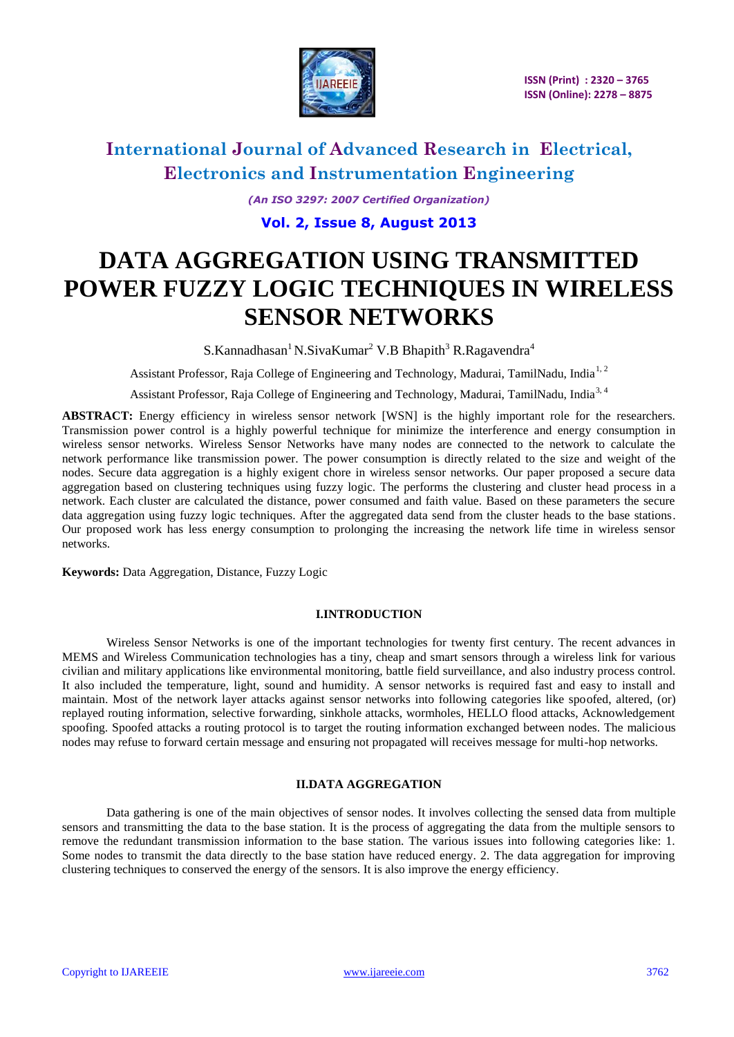# DATA AGGREGATION USING TRANSMITTED POWER FUZZY LOGIC TECHNIQUES IN WIRELESS SENSOR NETWORKS

S.Kannadhasan[1] N.SivaKumar[2] V.B Bhapith[3] R.Ragavendra[4]

Assistant Professor, Raja College of Engineering and Technology, Madurai, TamilNadu, India[1, 2]

Assistant Professor, Raja College of Engineering and Technology, Madurai, TamilNadu, India[3, 4]

**ABSTRACT:** Energy efficiency in wireless sensor network [WSN] is the highly important role for the researchers. Transmission power control is a highly powerful technique for minimize the interference and energy consumption in wireless sensor networks. Wireless Sensor Networks have many nodes are connected to the network to calculate the network performance like transmission power. The power consumption is directly related to the size and weight of the nodes. Secure data aggregation is a highly exigent chore in wireless sensor networks. Our paper proposed a secure data aggregation based on clustering techniques using fuzzy logic. The performs the clustering and cluster head process in a network. Each cluster are calculated the distance, power consumed and faith value. Based on these parameters the secure data aggregation using fuzzy logic techniques. After the aggregated data send from the cluster heads to the base stations. Our proposed work has less energy consumption to prolonging the increasing the network life time in wireless sensor networks.

**Keywords:** Data Aggregation, Distance, Fuzzy Logic

## I.INTRODUCTION

Wireless Sensor Networks is one of the important technologies for twenty first century. The recent advances in MEMS and Wireless Communication technologies has a tiny, cheap and smart sensors through a wireless link for various civilian and military applications like environmental monitoring, battle field surveillance, and also industry process control. It also included the temperature, light, sound and humidity. A sensor networks is required fast and easy to install and maintain. Most of the network layer attacks against sensor networks into following categories like spoofed, altered, (or) replayed routing information, selective forwarding, sinkhole attacks, wormholes, HELLO flood attacks, Acknowledgement spoofing. Spoofed attacks a routing protocol is to target the routing information exchanged between nodes. The malicious nodes may refuse to forward certain message and ensuring not propagated will receives message for multi-hop networks.

## II.DATA AGGREGATION

Data gathering is one of the main objectives of sensor nodes. It involves collecting the sensed data from multiple sensors and transmitting the data to the base station. It is the process of aggregating the data from the multiple sensors to remove the redundant transmission information to the base station. The various issues into following categories like: 1. Some nodes to transmit the data directly to the base station have reduced energy. 2. The data aggregation for improving clustering techniques to conserved the energy of the sensors. It is also improve the energy efficiency.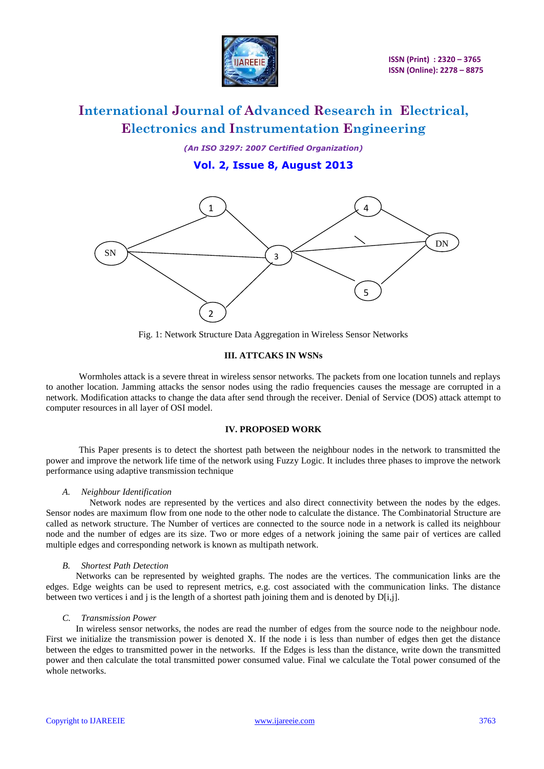Fig. 1: Network Structure Data Aggregation in Wireless Sensor Networks

### III. ATTCAKS IN WSNs

Wormholes attack is a severe threat in wireless sensor networks. The packets from one location tunnels and replays to another location. Jamming attacks the sensor nodes using the radio frequencies causes the message are corrupted in a network. Modification attacks to change the data after send through the receiver. Denial of Service (DOS) attack attempt to computer resources in all layer of OSI model.

### IV. PROPOSED WORK

This Paper presents is to detect the shortest path between the neighbour nodes in the network to transmitted the power and improve the network life time of the network using Fuzzy Logic. It includes three phases to improve the network performance using adaptive transmission technique

#### *A. Neighbour Identification*

Network nodes are represented by the vertices and also direct connectivity between the nodes by the edges. Sensor nodes are maximum flow from one node to the other node to calculate the distance. The Combinatorial Structure are called as network structure. The Number of vertices are connected to the source node in a network is called its neighbour node and the number of edges are its size. Two or more edges of a network joining the same pair of vertices are called multiple edges and corresponding network is known as multipath network.

#### *B. Shortest Path Detection*

Networks can be represented by weighted graphs. The nodes are the vertices. The communication links are the edges. Edge weights can be used to represent metrics, e.g. cost associated with the communication links. The distance between two vertices i and j is the length of a shortest path joining them and is denoted by D[i,j].

#### *C. Transmission Power*

In wireless sensor networks, the nodes are read the number of edges from the source node to the neighbour node. First we initialize the transmission power is denoted X. If the node i is less than number of edges then get the distance between the edges to transmitted power in the networks. If the Edges is less than the distance, write down the transmitted power and then calculate the total transmitted power consumed value. Final we calculate the Total power consumed of the whole networks.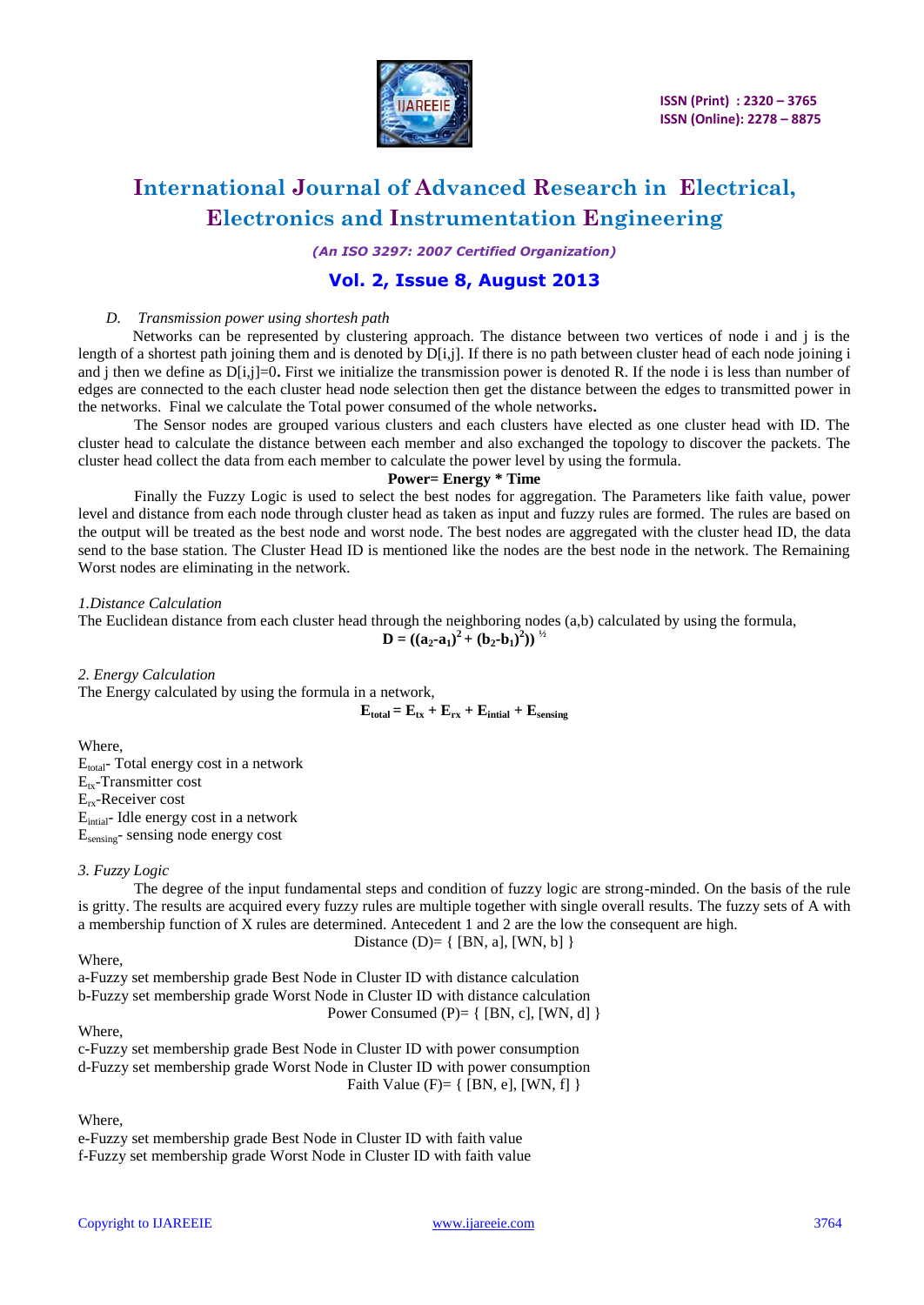*D. Transmission power using shortesh path*

Networks can be represented by clustering approach. The distance between two vertices of node i and j is the length of a shortest path joining them and is denoted by D[i,j]. If there is no path between cluster head of each node joining i and j then we define as D[i,j]=0**.** First we initialize the transmission power is denoted R. If the node i is less than number of edges are connected to the each cluster head node selection then get the distance between the edges to transmitted power in the networks. Final we calculate the Total power consumed of the whole networks**.**

The Sensor nodes are grouped various clusters and each clusters have elected as one cluster head with ID. The cluster head to calculate the distance between each member and also exchanged the topology to discover the packets. The cluster head collect the data from each member to calculate the power level by using the formula.

**Power= Energy * Time**

Finally the Fuzzy Logic is used to select the best nodes for aggregation. The Parameters like faith value, power level and distance from each node through cluster head as taken as input and fuzzy rules are formed. The rules are based on the output will be treated as the best node and worst node. The best nodes are aggregated with the cluster head ID, the data send to the base station. The Cluster Head ID is mentioned like the nodes are the best node in the network. The Remaining Worst nodes are eliminating in the network.

*1.Distance Calculation*

The Euclidean distance from each cluster head through the neighboring nodes (a,b) calculated by using the formula,

$$\mathbf{D = ((a_2\text{-}a_1)^2 + (b_2\text{-}b_1)^2))^{1/2}}$$

*2. Energy Calculation*

The Energy calculated by using the formula in a network,

$$\mathbf{E_{total} = E_{tx} + E_{rx} + E_{intial} + E_{sensing}}$$

Where,

$E_{total}$- Total energy cost in a network

$E_{tx}$-Transmitter cost

$E_{rx}$-Receiver cost

$E_{intial}$- Idle energy cost in a network

$E_{sensing}$- sensing node energy cost

*3. Fuzzy Logic*

The degree of the input fundamental steps and condition of fuzzy logic are strong-minded. On the basis of the rule is gritty. The results are acquired every fuzzy rules are multiple together with single overall results. The fuzzy sets of A with a membership function of X rules are determined. Antecedent 1 and 2 are the low the consequent are high.

Distance (D)= { [BN, a], [WN, b] }

Where,

a-Fuzzy set membership grade Best Node in Cluster ID with distance calculation

b-Fuzzy set membership grade Worst Node in Cluster ID with distance calculation

Power Consumed (P)= { [BN, c], [WN, d] }

Where,

c-Fuzzy set membership grade Best Node in Cluster ID with power consumption

d-Fuzzy set membership grade Worst Node in Cluster ID with power consumption

Faith Value (F)= { [BN, e], [WN, f] }

Where,

e-Fuzzy set membership grade Best Node in Cluster ID with faith value

f-Fuzzy set membership grade Worst Node in Cluster ID with faith value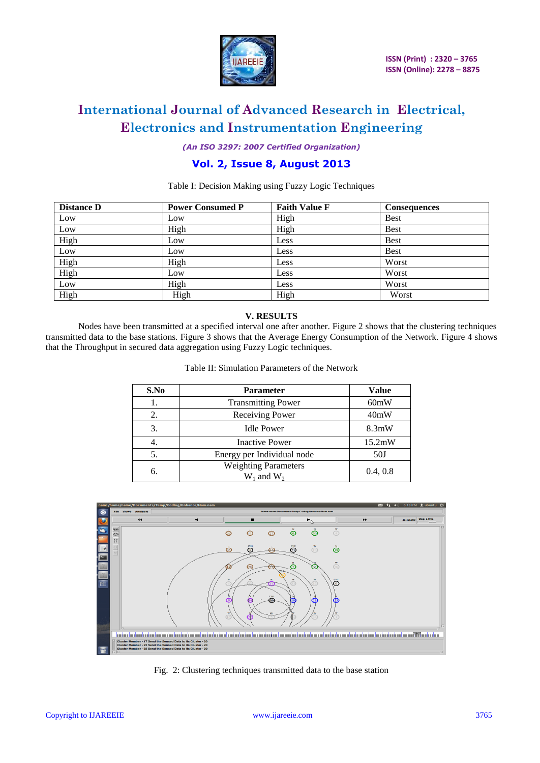Table I: Decision Making using Fuzzy Logic Techniques

| Distance D | Power Consumed P | Faith Value F | Consequences |
|---|---|---|---|
| Low | Low | High | Best |
| Low | High | High | Best |
| High | Low | Less | Best |
| Low | Low | Less | Best |
| High | High | Less | Worst |
| High | Low | Less | Worst |
| Low | High | Less | Worst |
| High | High | High | Worst |

## V. RESULTS

Nodes have been transmitted at a specified interval one after another. Figure 2 shows that the clustering techniques transmitted data to the base stations. Figure 3 shows that the Average Energy Consumption of the Network. Figure 4 shows that the Throughput in secured data aggregation using Fuzzy Logic techniques.

Table II: Simulation Parameters of the Network

| S.No | Parameter | Value |
|---|---|---|
| 1. | Transmitting Power | 60mW |
| 2. | Receiving Power | 40mW |
| 3. | Idle Power | 8.3mW |
| 4. | Inactive Power | 15.2mW |
| 5. | Energy per Individual node | 50J |
| 6. | Weighting Parameters $W_1$ and $W_2$ | 0.4, 0.8 |

Fig. 2: Clustering techniques transmitted data to the base station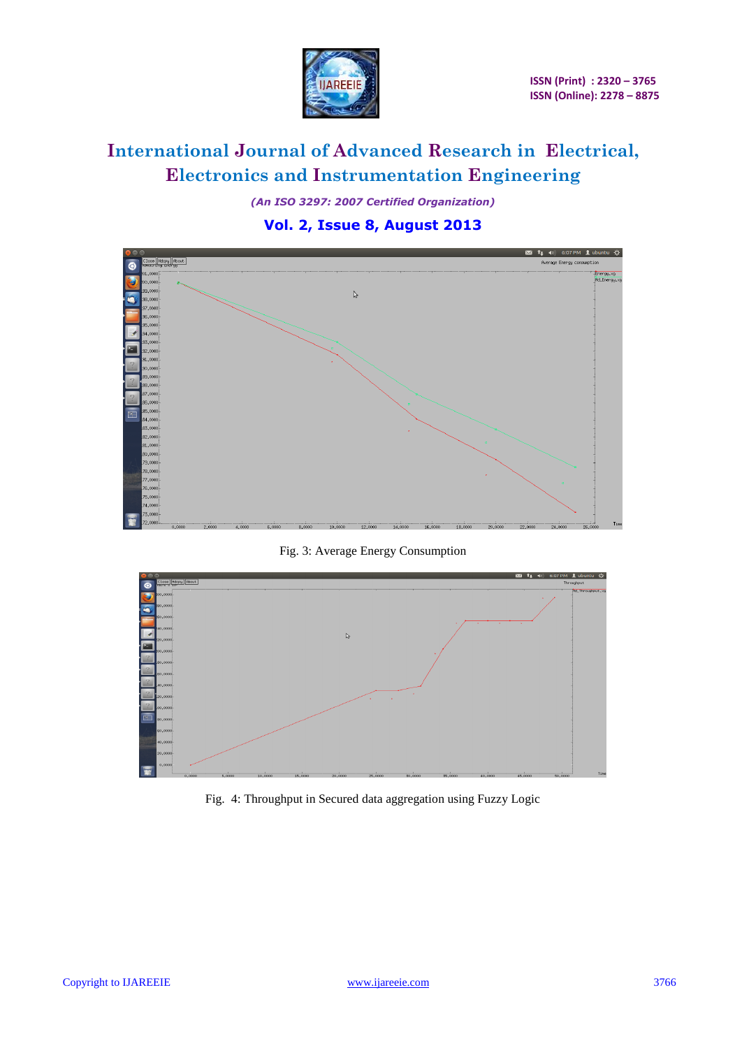Fig. 3: Average Energy Consumption

Fig. 4: Throughput in Secured data aggregation using Fuzzy Logic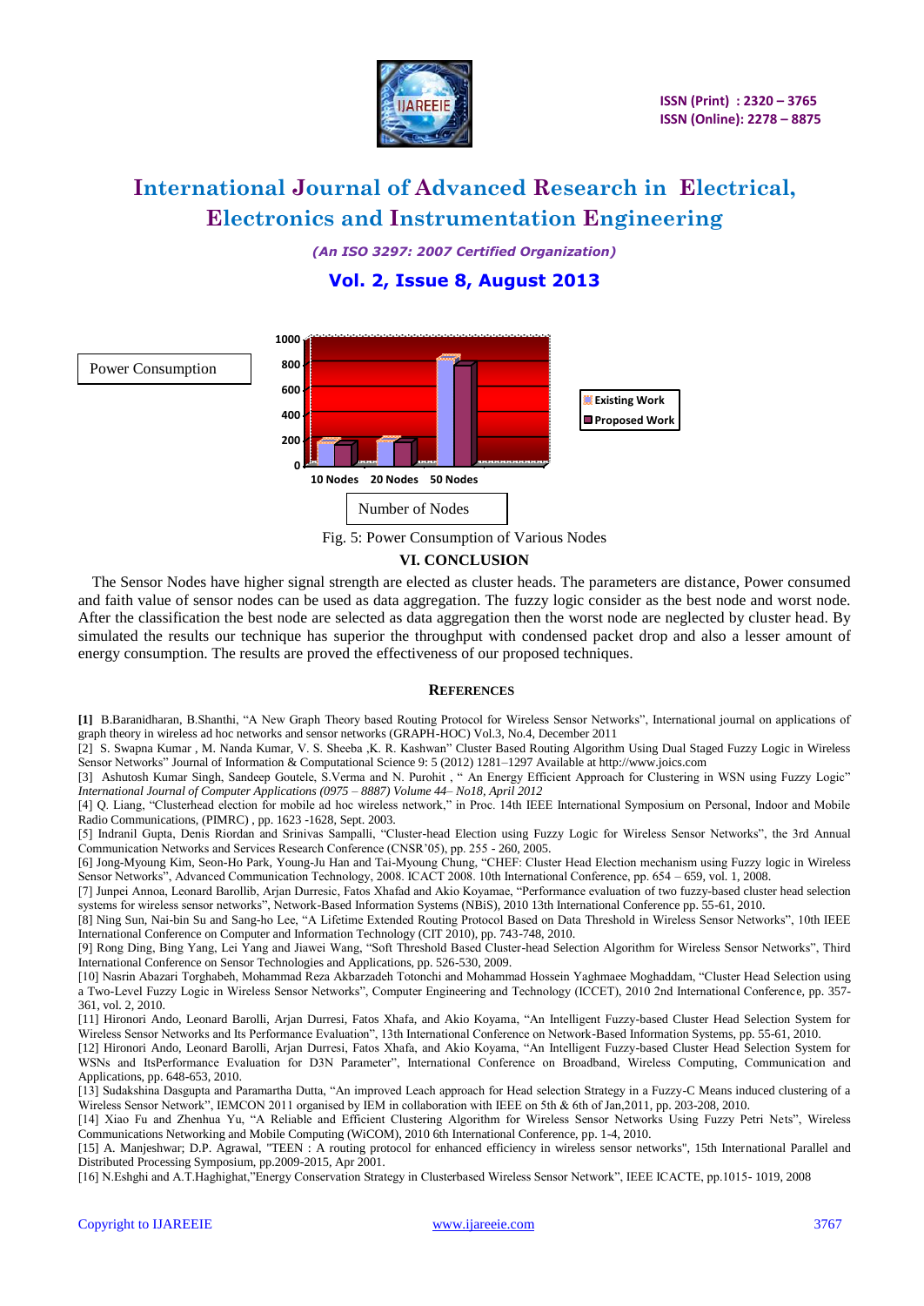Power Consumption

1000
800
600
400
200
0

10 Nodes
20 Nodes
50 Nodes

Existing Work
Proposed Work

Number of Nodes

Fig. 5: Power Consumption of Various Nodes

## VI. CONCLUSION

The Sensor Nodes have higher signal strength are elected as cluster heads. The parameters are distance, Power consumed and faith value of sensor nodes can be used as data aggregation. The fuzzy logic consider as the best node and worst node. After the classification the best node are selected as data aggregation then the worst node are neglected by cluster head. By simulated the results our technique has superior the throughput with condensed packet drop and also a lesser amount of energy consumption. The results are proved the effectiveness of our proposed techniques.

## REFERENCES

**[1]** B.Baranidharan, B.Shanthi, "A New Graph Theory based Routing Protocol for Wireless Sensor Networks", International journal on applications of graph theory in wireless ad hoc networks and sensor networks (GRAPH-HOC) Vol.3, No.4, December 2011

[2] S. Swapna Kumar , M. Nanda Kumar, V. S. Sheeba ,K. R. Kashwan" Cluster Based Routing Algorithm Using Dual Staged Fuzzy Logic in Wireless Sensor Networks" Journal of Information & Computational Science 9: 5 (2012) 1281–1297 Available at http://www.joics.com

[3] Ashutosh Kumar Singh, Sandeep Goutele, S.Verma and N. Purohit , " An Energy Efficient Approach for Clustering in WSN using Fuzzy Logic" *International Journal of Computer Applications (0975 – 8887) Volume 44– No18, April 2012*

[4] Q. Liang, "Clusterhead election for mobile ad hoc wireless network," in Proc. 14th IEEE International Symposium on Personal, Indoor and Mobile Radio Communications, (PIMRC) , pp. 1623 -1628, Sept. 2003.

[5] Indranil Gupta, Denis Riordan and Srinivas Sampalli, "Cluster-head Election using Fuzzy Logic for Wireless Sensor Networks", the 3rd Annual Communication Networks and Services Research Conference (CNSR'05), pp. 255 - 260, 2005.

[6] Jong-Myoung Kim, Seon-Ho Park, Young-Ju Han and Tai-Myoung Chung, "CHEF: Cluster Head Election mechanism using Fuzzy logic in Wireless Sensor Networks", Advanced Communication Technology, 2008. ICACT 2008. 10th International Conference, pp. 654 – 659, vol. 1, 2008.

[7] Junpei Annoa, Leonard Barollib, Arjan Durresic, Fatos Xhafad and Akio Koyamae, "Performance evaluation of two fuzzy-based cluster head selection systems for wireless sensor networks", Network-Based Information Systems (NBiS), 2010 13th International Conference pp. 55-61, 2010.

[8] Ning Sun, Nai-bin Su and Sang-ho Lee, "A Lifetime Extended Routing Protocol Based on Data Threshold in Wireless Sensor Networks", 10th IEEE International Conference on Computer and Information Technology (CIT 2010), pp. 743-748, 2010.

[9] Rong Ding, Bing Yang, Lei Yang and Jiawei Wang, "Soft Threshold Based Cluster-head Selection Algorithm for Wireless Sensor Networks", Third International Conference on Sensor Technologies and Applications, pp. 526-530, 2009.

[10] Nasrin Abazari Torghabeh, Mohammad Reza Akbarzadeh Totonchi and Mohammad Hossein Yaghmaee Moghaddam, "Cluster Head Selection using a Two-Level Fuzzy Logic in Wireless Sensor Networks", Computer Engineering and Technology (ICCET), 2010 2nd International Conference, pp. 357-361, vol. 2, 2010.

[11] Hironori Ando, Leonard Barolli, Arjan Durresi, Fatos Xhafa, and Akio Koyama, "An Intelligent Fuzzy-based Cluster Head Selection System for Wireless Sensor Networks and Its Performance Evaluation", 13th International Conference on Network-Based Information Systems, pp. 55-61, 2010.

[12] Hironori Ando, Leonard Barolli, Arjan Durresi, Fatos Xhafa, and Akio Koyama, "An Intelligent Fuzzy-based Cluster Head Selection System for WSNs and ItsPerformance Evaluation for D3N Parameter", International Conference on Broadband, Wireless Computing, Communication and Applications, pp. 648-653, 2010.

[13] Sudakshina Dasgupta and Paramartha Dutta, "An improved Leach approach for Head selection Strategy in a Fuzzy-C Means induced clustering of a Wireless Sensor Network", IEMCON 2011 organised by IEM in collaboration with IEEE on 5th & 6th of Jan,2011, pp. 203-208, 2010.

[14] Xiao Fu and Zhenhua Yu, "A Reliable and Efficient Clustering Algorithm for Wireless Sensor Networks Using Fuzzy Petri Nets", Wireless Communications Networking and Mobile Computing (WiCOM), 2010 6th International Conference, pp. 1-4, 2010.

[15] A. Manjeshwar; D.P. Agrawal, "TEEN : A routing protocol for enhanced efficiency in wireless sensor networks", 15th International Parallel and Distributed Processing Symposium, pp.2009-2015, Apr 2001.

[16] N.Eshghi and A.T.Haghighat,"Energy Conservation Strategy in Clusterbased Wireless Sensor Network", IEEE ICACTE, pp.1015- 1019, 2008